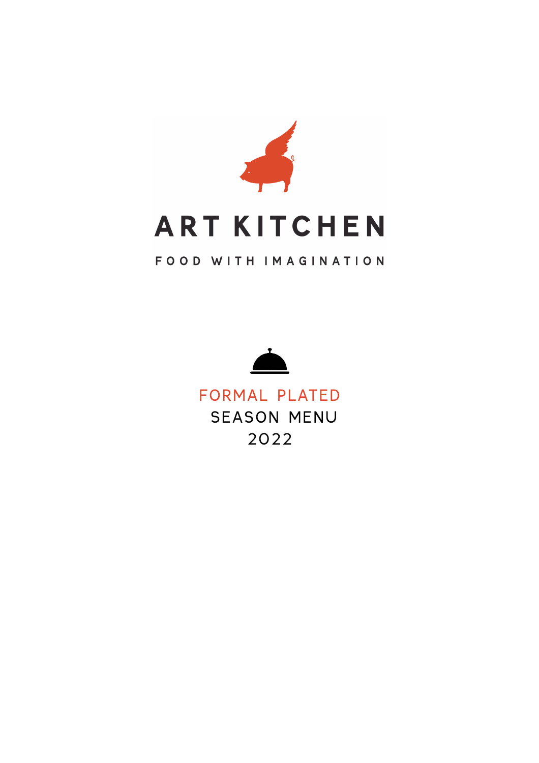# ART KITCHEN

FOOD WITH IMAGINATION

## FORMAL PLATED

SEASON MENU

2022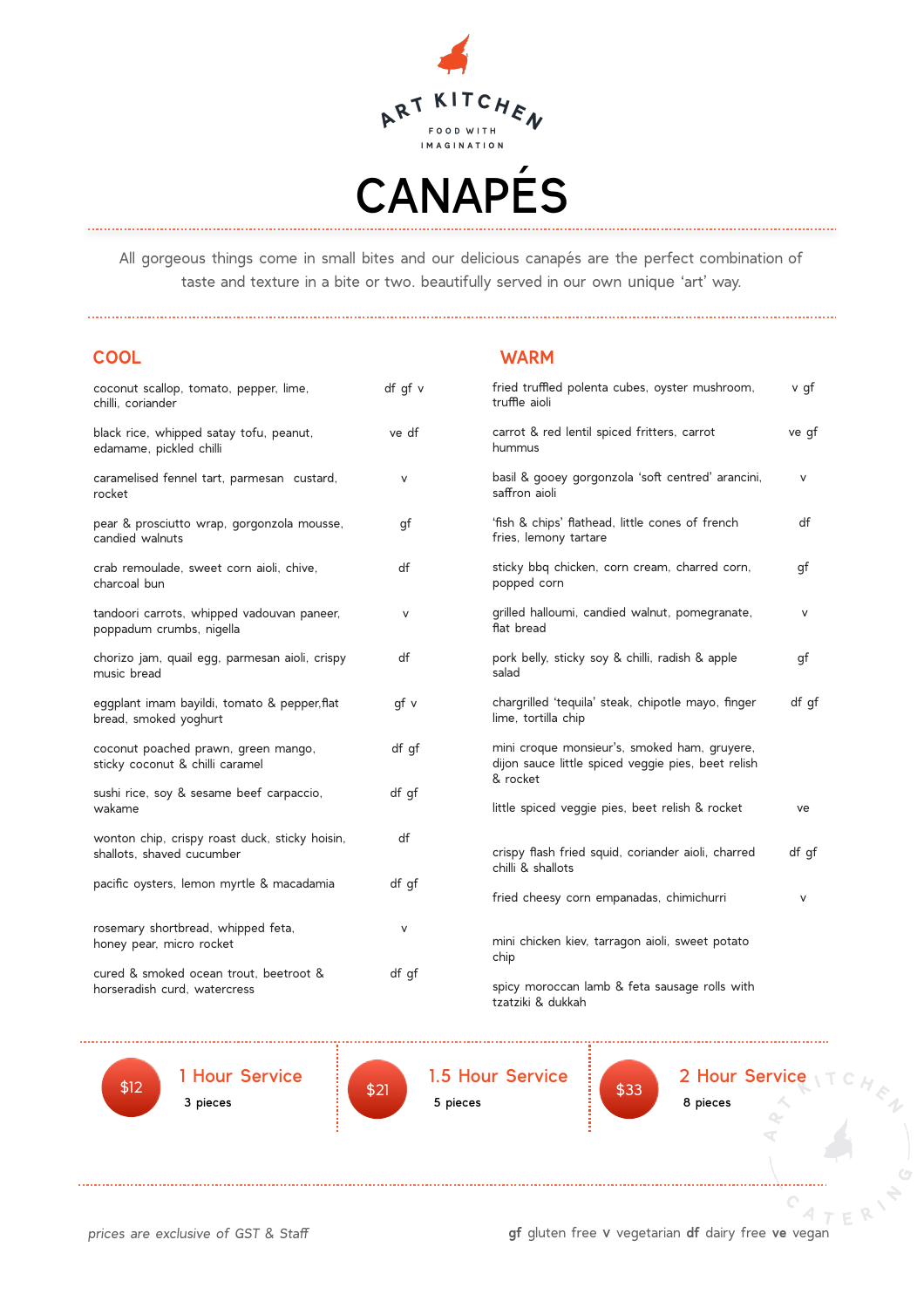# ART KITCHEN

FOOD WITH IMAGINATION

# CANAPÉS

All gorgeous things come in small bites and our delicious canapés are the perfect combination of taste and texture in a bite or two. beautifully served in our own unique 'art' way.

## COOL

| Item | Dietary |
|---|---|
| coconut scallop, tomato, pepper, lime, chilli, coriander | df gf v |
| black rice, whipped satay tofu, peanut, edamame, pickled chilli | ve df |
| caramelised fennel tart, parmesan custard, rocket | v |
| pear & prosciutto wrap, gorgonzola mousse, candied walnuts | gf |
| crab remoulade, sweet corn aioli, chive, charcoal bun | df |
| tandoori carrots, whipped vadouvan paneer, poppadum crumbs, nigella | v |
| chorizo jam, quail egg, parmesan aioli, crispy music bread | df |
| eggplant imam bayildi, tomato & pepper,flat bread, smoked yoghurt | gf v |
| coconut poached prawn, green mango, sticky coconut & chilli caramel | df gf |
| sushi rice, soy & sesame beef carpaccio, wakame | df gf |
| wonton chip, crispy roast duck, sticky hoisin, shallots, shaved cucumber | df |
| pacific oysters, lemon myrtle & macadamia | df gf |
| rosemary shortbread, whipped feta, honey pear, micro rocket | v |
| cured & smoked ocean trout, beetroot & horseradish curd, watercress | df gf |

## WARM

| Item | Dietary |
|---|---|
| fried truffled polenta cubes, oyster mushroom, truffle aioli | v gf |
| carrot & red lentil spiced fritters, carrot hummus | ve gf |
| basil & gooey gorgonzola 'soft centred' arancini, saffron aioli | v |
| 'fish & chips' flathead, little cones of french fries, lemony tartare | df |
| sticky bbq chicken, corn cream, charred corn, popped corn | gf |
| grilled halloumi, candied walnut, pomegranate, flat bread | v |
| pork belly, sticky soy & chilli, radish & apple salad | gf |
| chargrilled 'tequila' steak, chipotle mayo, finger lime, tortilla chip | df gf |
| mini croque monsieur's, smoked ham, gruyere, dijon sauce little spiced veggie pies, beet relish & rocket | |
| little spiced veggie pies, beet relish & rocket | ve |
| crispy flash fried squid, coriander aioli, charred chilli & shallots | df gf |
| fried cheesy corn empanadas, chimichurri | v |
| mini chicken kiev, tarragon aioli, sweet potato chip | |
| spicy moroccan lamb & feta sausage rolls with tzatziki & dukkah | |

| Price | Service | Pieces |
|---|---|---|
| $12 | 1 Hour Service | 3 pieces |
| $21 | 1.5 Hour Service | 5 pieces |
| $33 | 2 Hour Service | 8 pieces |

*prices are exclusive of GST & Staff*

**gf** gluten free **v** vegetarian **df** dairy free **ve** vegan

ART KITCHEN CATERING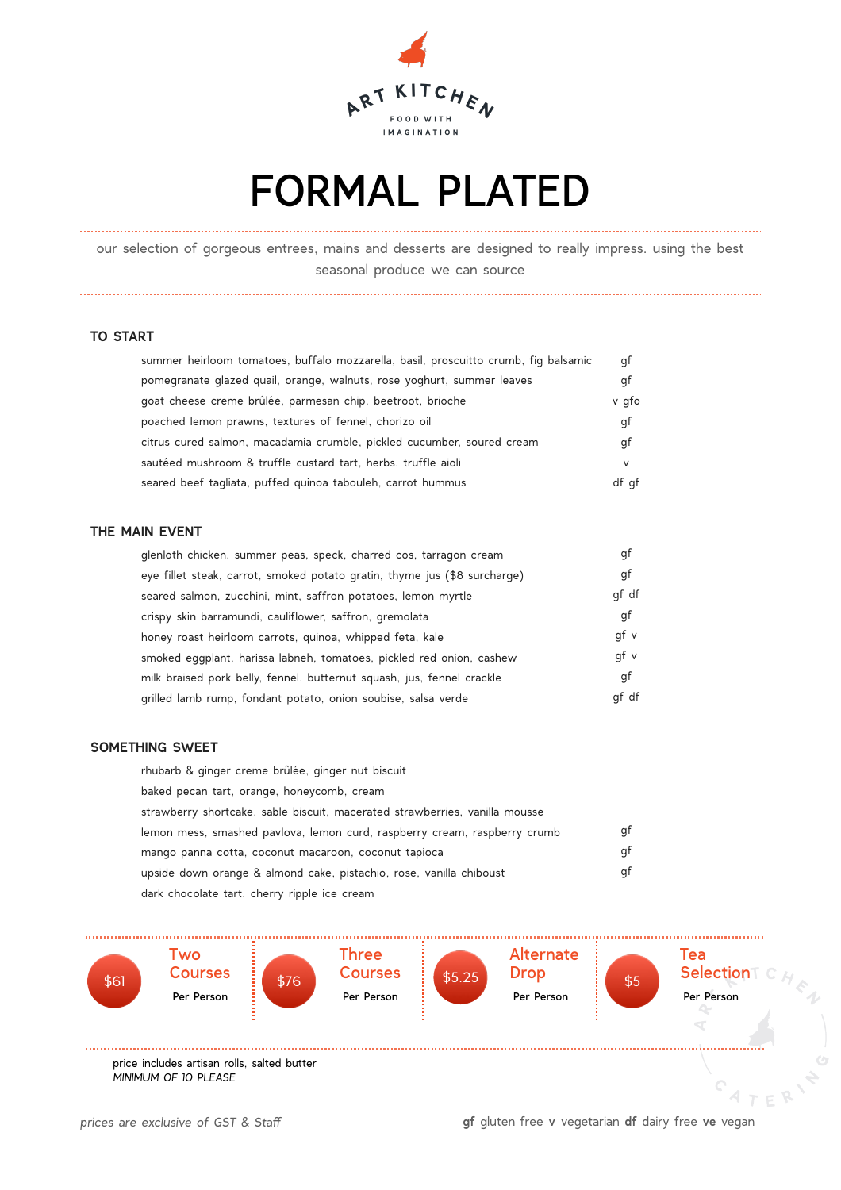ART KITCHEN

FOOD WITH IMAGINATION

# FORMAL PLATED

our selection of gorgeous entrees, mains and desserts are designed to really impress. using the best seasonal produce we can source

## TO START

| | |
|---|---|
| summer heirloom tomatoes, buffalo mozzarella, basil, proscuitto crumb, fig balsamic | gf |
| pomegranate glazed quail, orange, walnuts, rose yoghurt, summer leaves | gf |
| goat cheese creme brûlée, parmesan chip, beetroot, brioche | v gfo |
| poached lemon prawns, textures of fennel, chorizo oil | gf |
| citrus cured salmon, macadamia crumble, pickled cucumber, soured cream | gf |
| sautéed mushroom & truffle custard tart, herbs, truffle aioli | v |
| seared beef tagliata, puffed quinoa tabouleh, carrot hummus | df gf |

## THE MAIN EVENT

| | |
|---|---|
| glenloth chicken, summer peas, speck, charred cos, tarragon cream | gf |
| eye fillet steak, carrot, smoked potato gratin, thyme jus ($8 surcharge) | gf |
| seared salmon, zucchini, mint, saffron potatoes, lemon myrtle | gf df |
| crispy skin barramundi, cauliflower, saffron, gremolata | gf |
| honey roast heirloom carrots, quinoa, whipped feta, kale | gf v |
| smoked eggplant, harissa labneh, tomatoes, pickled red onion, cashew | gf v |
| milk braised pork belly, fennel, butternut squash, jus, fennel crackle | gf |
| grilled lamb rump, fondant potato, onion soubise, salsa verde | gf df |

## SOMETHING SWEET

| | |
|---|---|
| rhubarb & ginger creme brûlée, ginger nut biscuit | |
| baked pecan tart, orange, honeycomb, cream | |
| strawberry shortcake, sable biscuit, macerated strawberries, vanilla mousse | |
| lemon mess, smashed pavlova, lemon curd, raspberry cream, raspberry crumb | gf |
| mango panna cotta, coconut macaroon, coconut tapioca | gf |
| upside down orange & almond cake, pistachio, rose, vanilla chiboust | gf |
| dark chocolate tart, cherry ripple ice cream | |

| | | | |
|---|---|---|---|
| $61 | Two Courses | Per Person |
| $76 | Three Courses | Per Person |
| $5.25 | Alternate Drop | Per Person |
| $5 | Tea Selection | Per Person |

price includes artisan rolls, salted butter
*MINIMUM OF 10 PLEASE*

*prices are exclusive of GST & Staff*

**gf** gluten free **v** vegetarian **df** dairy free **ve** vegan